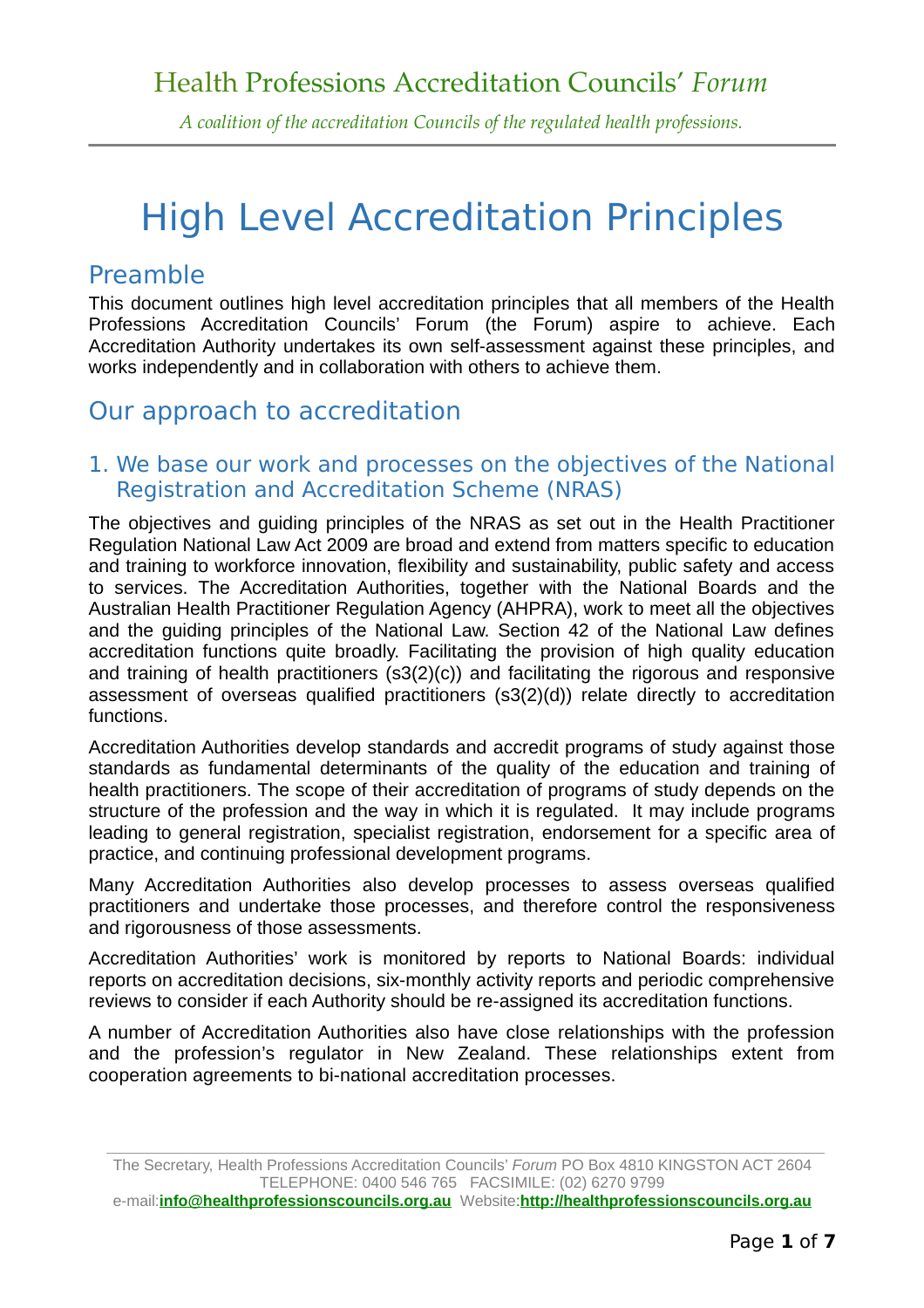Health Professions Accreditation Councils' *Forum*

*A coalition of the accreditation Councils of the regulated health professions.*

# High Level Accreditation Principles

## Preamble

This document outlines high level accreditation principles that all members of the Health Professions Accreditation Councils' Forum (the Forum) aspire to achieve. Each Accreditation Authority undertakes its own self-assessment against these principles, and works independently and in collaboration with others to achieve them.

## Our approach to accreditation

### 1. We base our work and processes on the objectives of the National Registration and Accreditation Scheme (NRAS)

The objectives and guiding principles of the NRAS as set out in the Health Practitioner Regulation National Law Act 2009 are broad and extend from matters specific to education and training to workforce innovation, flexibility and sustainability, public safety and access to services. The Accreditation Authorities, together with the National Boards and the Australian Health Practitioner Regulation Agency (AHPRA), work to meet all the objectives and the guiding principles of the National Law. Section 42 of the National Law defines accreditation functions quite broadly. Facilitating the provision of high quality education and training of health practitioners (s3(2)(c)) and facilitating the rigorous and responsive assessment of overseas qualified practitioners (s3(2)(d)) relate directly to accreditation functions.

Accreditation Authorities develop standards and accredit programs of study against those standards as fundamental determinants of the quality of the education and training of health practitioners. The scope of their accreditation of programs of study depends on the structure of the profession and the way in which it is regulated. It may include programs leading to general registration, specialist registration, endorsement for a specific area of practice, and continuing professional development programs.

Many Accreditation Authorities also develop processes to assess overseas qualified practitioners and undertake those processes, and therefore control the responsiveness and rigorousness of those assessments.

Accreditation Authorities' work is monitored by reports to National Boards: individual reports on accreditation decisions, six-monthly activity reports and periodic comprehensive reviews to consider if each Authority should be re-assigned its accreditation functions.

A number of Accreditation Authorities also have close relationships with the profession and the profession's regulator in New Zealand. These relationships extent from cooperation agreements to bi-national accreditation processes.

The Secretary, Health Professions Accreditation Councils' *Forum* PO Box 4810 KINGSTON ACT 2604
TELEPHONE: 0400 546 765 FACSIMILE: (02) 6270 9799
e-mail:**info@healthprofessionscouncils.org.au** Website:**http://healthprofessionscouncils.org.au**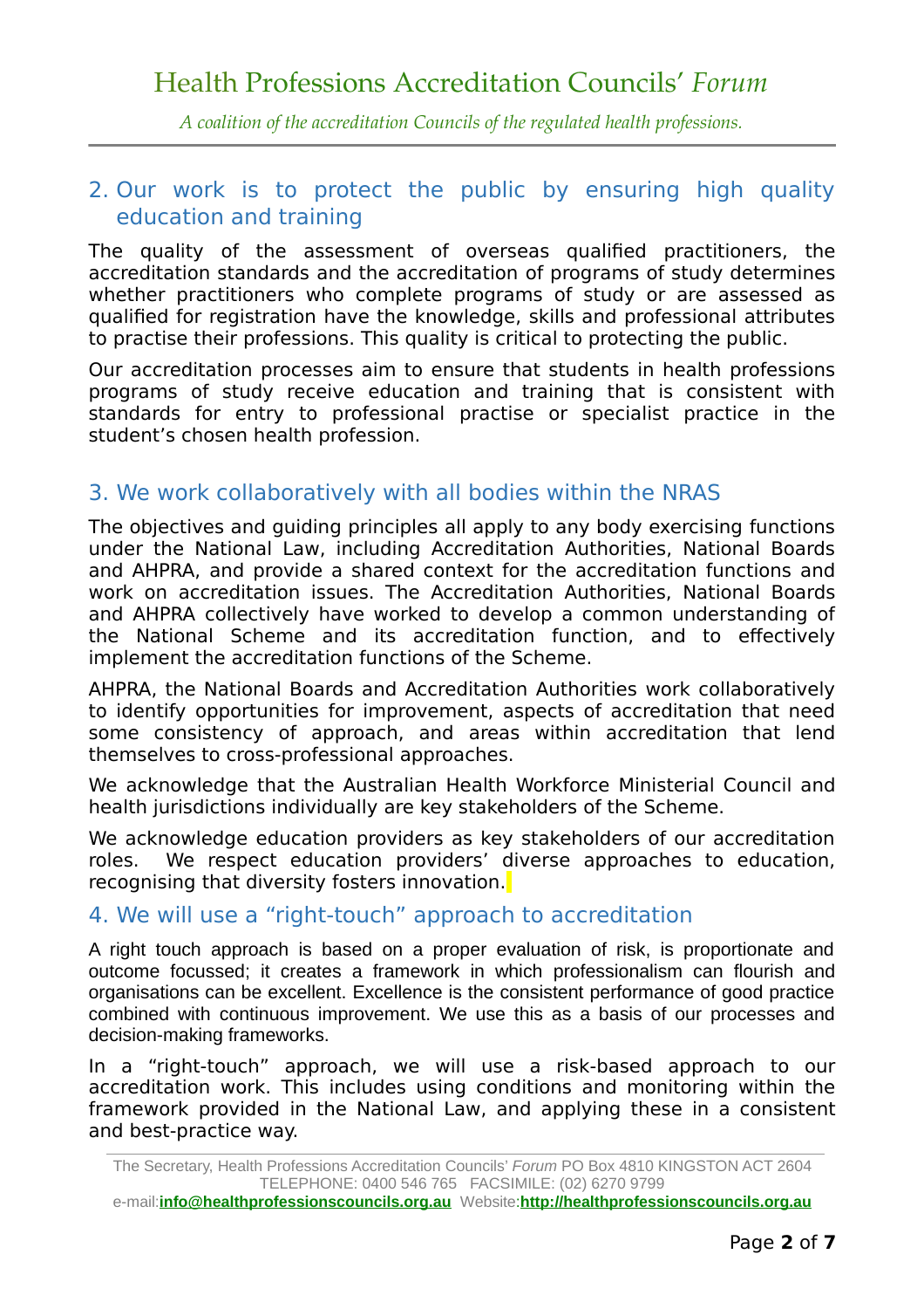## 2. Our work is to protect the public by ensuring high quality education and training

The quality of the assessment of overseas qualified practitioners, the accreditation standards and the accreditation of programs of study determines whether practitioners who complete programs of study or are assessed as qualified for registration have the knowledge, skills and professional attributes to practise their professions. This quality is critical to protecting the public.

Our accreditation processes aim to ensure that students in health professions programs of study receive education and training that is consistent with standards for entry to professional practise or specialist practice in the student's chosen health profession.

## 3. We work collaboratively with all bodies within the NRAS

The objectives and guiding principles all apply to any body exercising functions under the National Law, including Accreditation Authorities, National Boards and AHPRA, and provide a shared context for the accreditation functions and work on accreditation issues. The Accreditation Authorities, National Boards and AHPRA collectively have worked to develop a common understanding of the National Scheme and its accreditation function, and to effectively implement the accreditation functions of the Scheme.

AHPRA, the National Boards and Accreditation Authorities work collaboratively to identify opportunities for improvement, aspects of accreditation that need some consistency of approach, and areas within accreditation that lend themselves to cross-professional approaches.

We acknowledge that the Australian Health Workforce Ministerial Council and health jurisdictions individually are key stakeholders of the Scheme.

We acknowledge education providers as key stakeholders of our accreditation roles. We respect education providers' diverse approaches to education, recognising that diversity fosters innovation.

## 4. We will use a "right-touch" approach to accreditation

A right touch approach is based on a proper evaluation of risk, is proportionate and outcome focussed; it creates a framework in which professionalism can flourish and organisations can be excellent. Excellence is the consistent performance of good practice combined with continuous improvement. We use this as a basis of our processes and decision-making frameworks.

In a "right-touch" approach, we will use a risk-based approach to our accreditation work. This includes using conditions and monitoring within the framework provided in the National Law, and applying these in a consistent and best-practice way.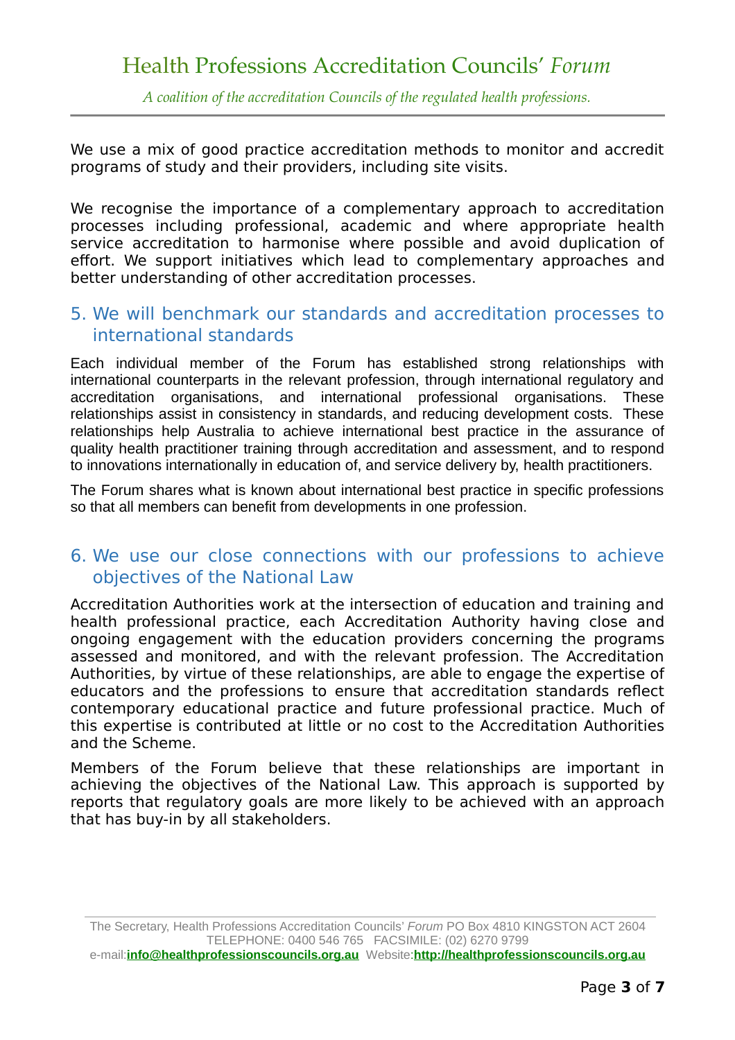We use a mix of good practice accreditation methods to monitor and accredit programs of study and their providers, including site visits.

We recognise the importance of a complementary approach to accreditation processes including professional, academic and where appropriate health service accreditation to harmonise where possible and avoid duplication of effort. We support initiatives which lead to complementary approaches and better understanding of other accreditation processes.

## 5. We will benchmark our standards and accreditation processes to international standards

Each individual member of the Forum has established strong relationships with international counterparts in the relevant profession, through international regulatory and accreditation organisations, and international professional organisations. These relationships assist in consistency in standards, and reducing development costs. These relationships help Australia to achieve international best practice in the assurance of quality health practitioner training through accreditation and assessment, and to respond to innovations internationally in education of, and service delivery by, health practitioners.

The Forum shares what is known about international best practice in specific professions so that all members can benefit from developments in one profession.

## 6. We use our close connections with our professions to achieve objectives of the National Law

Accreditation Authorities work at the intersection of education and training and health professional practice, each Accreditation Authority having close and ongoing engagement with the education providers concerning the programs assessed and monitored, and with the relevant profession. The Accreditation Authorities, by virtue of these relationships, are able to engage the expertise of educators and the professions to ensure that accreditation standards reflect contemporary educational practice and future professional practice. Much of this expertise is contributed at little or no cost to the Accreditation Authorities and the Scheme.

Members of the Forum believe that these relationships are important in achieving the objectives of the National Law. This approach is supported by reports that regulatory goals are more likely to be achieved with an approach that has buy-in by all stakeholders.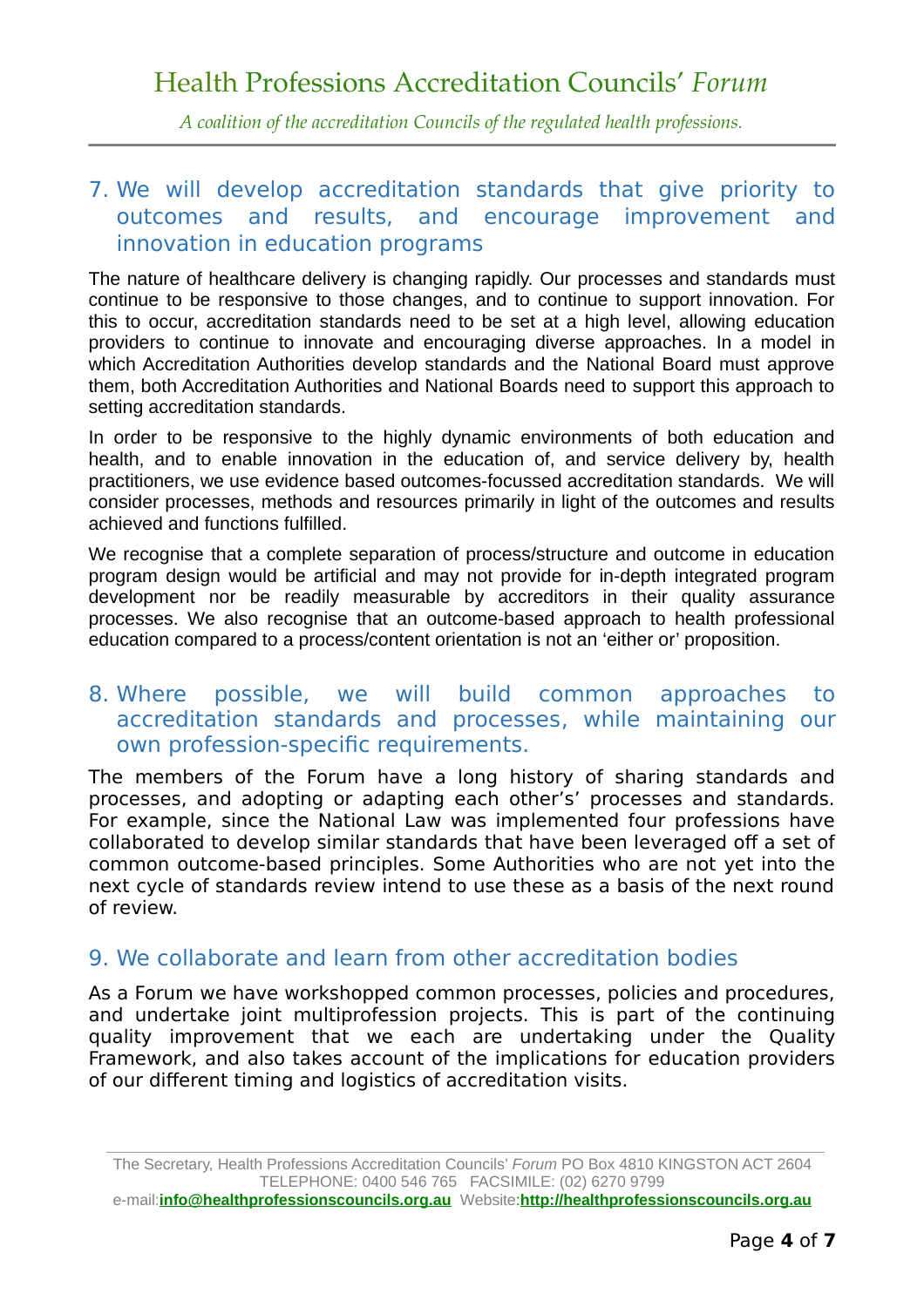## 7. We will develop accreditation standards that give priority to outcomes and results, and encourage improvement and innovation in education programs

The nature of healthcare delivery is changing rapidly. Our processes and standards must continue to be responsive to those changes, and to continue to support innovation. For this to occur, accreditation standards need to be set at a high level, allowing education providers to continue to innovate and encouraging diverse approaches. In a model in which Accreditation Authorities develop standards and the National Board must approve them, both Accreditation Authorities and National Boards need to support this approach to setting accreditation standards.

In order to be responsive to the highly dynamic environments of both education and health, and to enable innovation in the education of, and service delivery by, health practitioners, we use evidence based outcomes-focussed accreditation standards. We will consider processes, methods and resources primarily in light of the outcomes and results achieved and functions fulfilled.

We recognise that a complete separation of process/structure and outcome in education program design would be artificial and may not provide for in-depth integrated program development nor be readily measurable by accreditors in their quality assurance processes. We also recognise that an outcome-based approach to health professional education compared to a process/content orientation is not an 'either or' proposition.

## 8. Where possible, we will build common approaches to accreditation standards and processes, while maintaining our own profession-specific requirements.

The members of the Forum have a long history of sharing standards and processes, and adopting or adapting each other's' processes and standards. For example, since the National Law was implemented four professions have collaborated to develop similar standards that have been leveraged off a set of common outcome-based principles. Some Authorities who are not yet into the next cycle of standards review intend to use these as a basis of the next round of review.

## 9. We collaborate and learn from other accreditation bodies

As a Forum we have workshopped common processes, policies and procedures, and undertake joint multiprofession projects. This is part of the continuing quality improvement that we each are undertaking under the Quality Framework, and also takes account of the implications for education providers of our different timing and logistics of accreditation visits.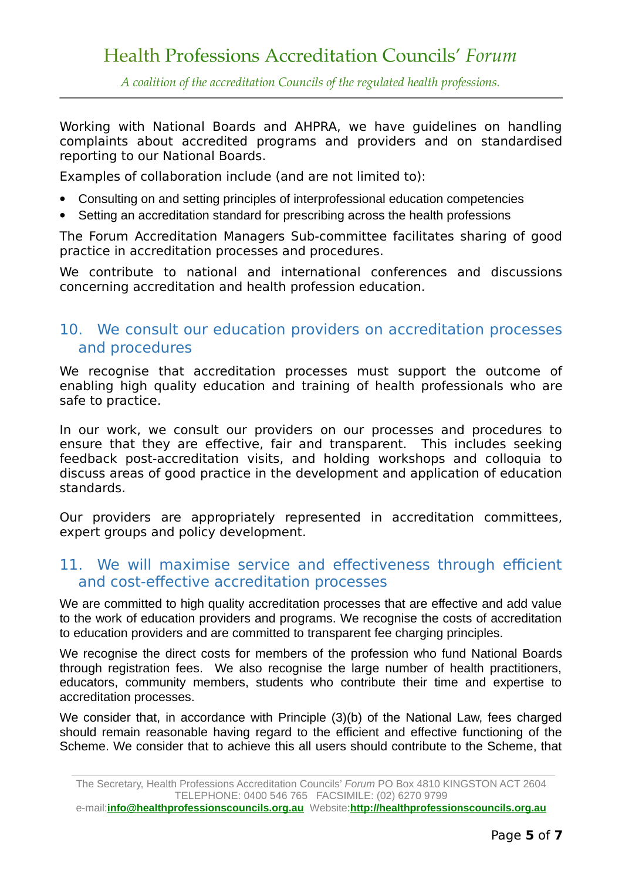Working with National Boards and AHPRA, we have guidelines on handling complaints about accredited programs and providers and on standardised reporting to our National Boards.

Examples of collaboration include (and are not limited to):

- Consulting on and setting principles of interprofessional education competencies
- Setting an accreditation standard for prescribing across the health professions

The Forum Accreditation Managers Sub-committee facilitates sharing of good practice in accreditation processes and procedures.

We contribute to national and international conferences and discussions concerning accreditation and health profession education.

## 10. We consult our education providers on accreditation processes and procedures

We recognise that accreditation processes must support the outcome of enabling high quality education and training of health professionals who are safe to practice.

In our work, we consult our providers on our processes and procedures to ensure that they are effective, fair and transparent. This includes seeking feedback post-accreditation visits, and holding workshops and colloquia to discuss areas of good practice in the development and application of education standards.

Our providers are appropriately represented in accreditation committees, expert groups and policy development.

## 11. We will maximise service and effectiveness through efficient and cost-effective accreditation processes

We are committed to high quality accreditation processes that are effective and add value to the work of education providers and programs. We recognise the costs of accreditation to education providers and are committed to transparent fee charging principles.

We recognise the direct costs for members of the profession who fund National Boards through registration fees. We also recognise the large number of health practitioners, educators, community members, students who contribute their time and expertise to accreditation processes.

We consider that, in accordance with Principle (3)(b) of the National Law, fees charged should remain reasonable having regard to the efficient and effective functioning of the Scheme. We consider that to achieve this all users should contribute to the Scheme, that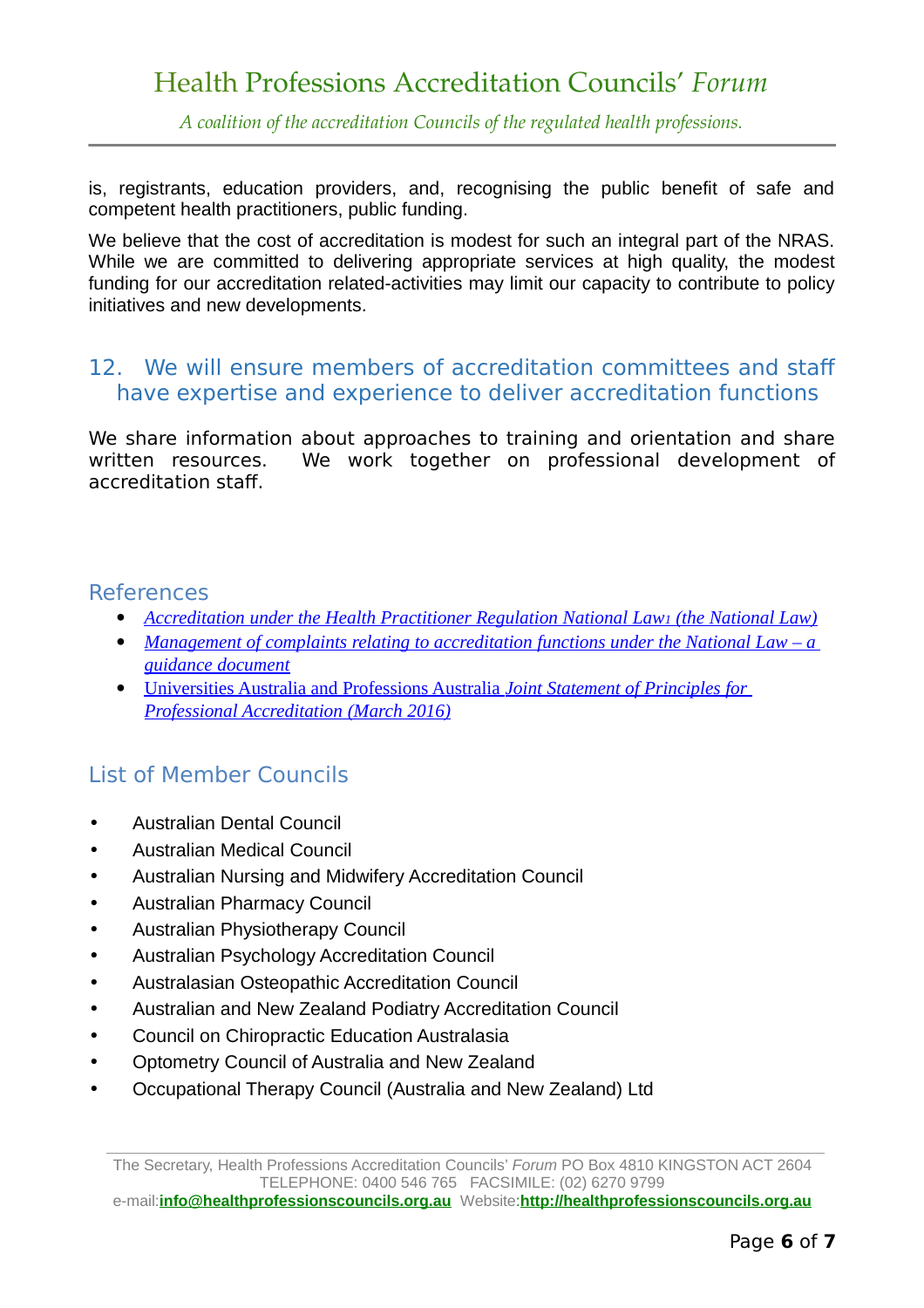is, registrants, education providers, and, recognising the public benefit of safe and competent health practitioners, public funding.

We believe that the cost of accreditation is modest for such an integral part of the NRAS. While we are committed to delivering appropriate services at high quality, the modest funding for our accreditation related-activities may limit our capacity to contribute to policy initiatives and new developments.

## 12. We will ensure members of accreditation committees and staff have expertise and experience to deliver accreditation functions

We share information about approaches to training and orientation and share written resources. We work together on professional development of accreditation staff.

## References

- *Accreditation under the Health Practitioner Regulation National Law[1] (the National Law)*
- *Management of complaints relating to accreditation functions under the National Law – a guidance document*
- Universities Australia and Professions Australia *Joint Statement of Principles for Professional Accreditation (March 2016)*

## List of Member Councils

- Australian Dental Council
- Australian Medical Council
- Australian Nursing and Midwifery Accreditation Council
- Australian Pharmacy Council
- Australian Physiotherapy Council
- Australian Psychology Accreditation Council
- Australasian Osteopathic Accreditation Council
- Australian and New Zealand Podiatry Accreditation Council
- Council on Chiropractic Education Australasia
- Optometry Council of Australia and New Zealand
- Occupational Therapy Council (Australia and New Zealand) Ltd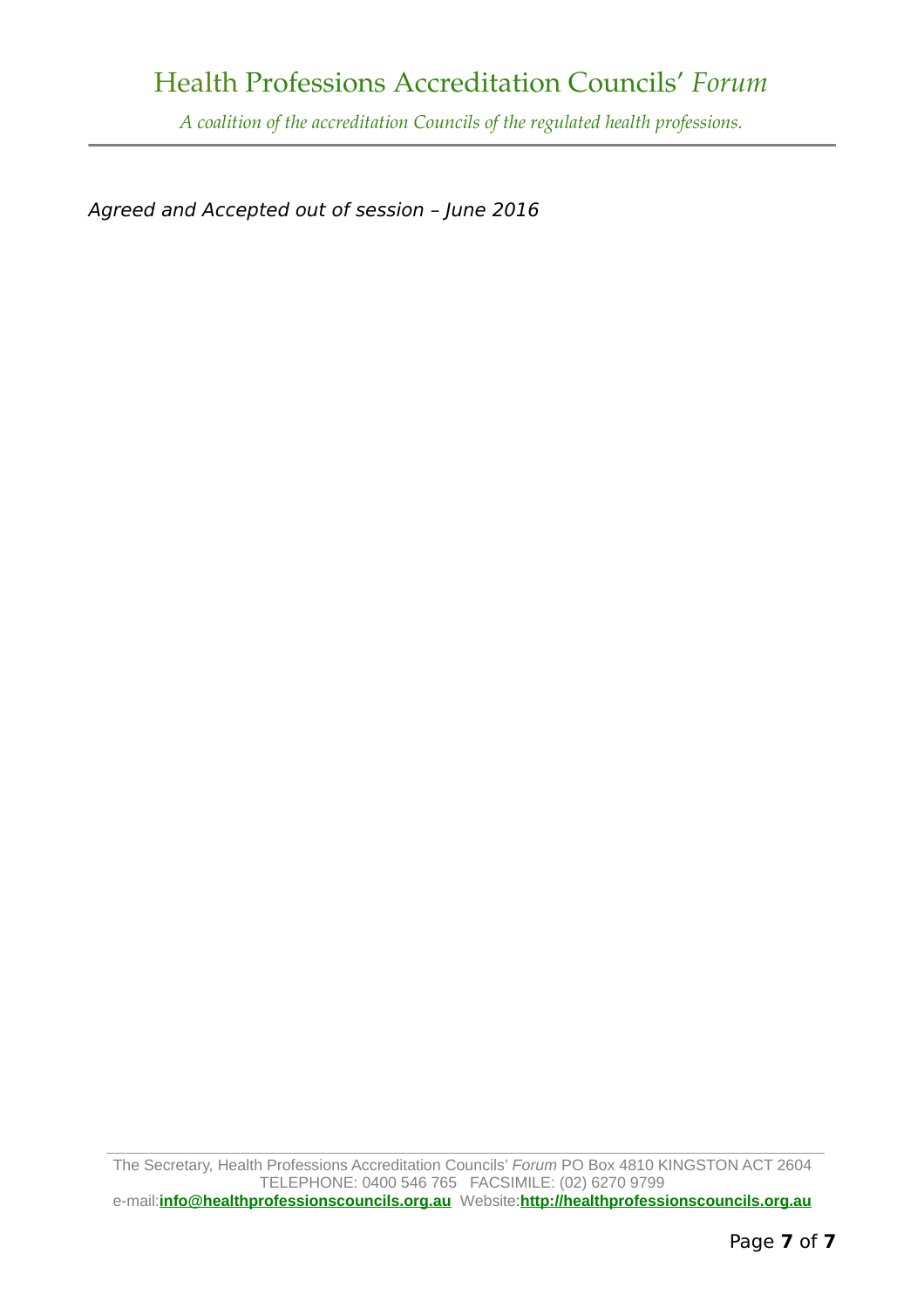*Agreed and Accepted out of session – June 2016*